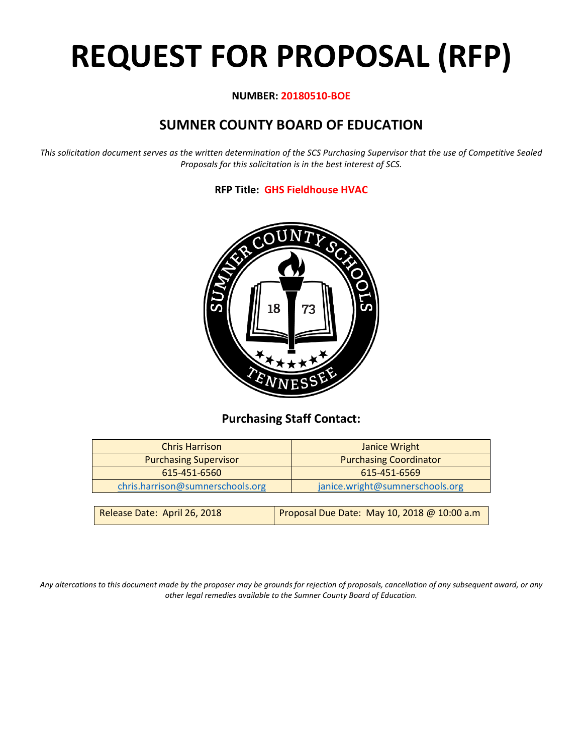# REQUEST FOR PROPOSAL (RFP)

**NUMBER: 20180510-BOE**

## SUMNER COUNTY BOARD OF EDUCATION

*This solicitation document serves as the written determination of the SCS Purchasing Supervisor that the use of Competitive Sealed Proposals for this solicitation is in the best interest of SCS.*

**RFP Title: GHS Fieldhouse HVAC**

### Purchasing Staff Contact:

| Chris Harrison | Janice Wright |
|---|---|
| Purchasing Supervisor | Purchasing Coordinator |
| 615-451-6560 | 615-451-6569 |
| chris.harrison@sumnerschools.org | janice.wright@sumnerschools.org |

| Release Date: April 26, 2018 | Proposal Due Date: May 10, 2018 @ 10:00 a.m |
|---|---|

*Any altercations to this document made by the proposer may be grounds for rejection of proposals, cancellation of any subsequent award, or any other legal remedies available to the Sumner County Board of Education.*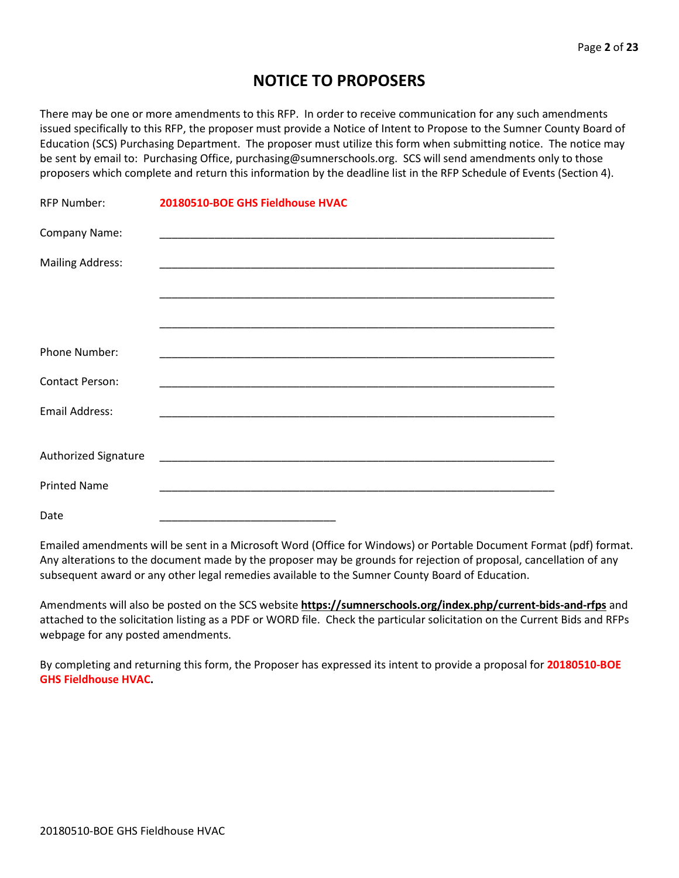# NOTICE TO PROPOSERS

There may be one or more amendments to this RFP. In order to receive communication for any such amendments issued specifically to this RFP, the proposer must provide a Notice of Intent to Propose to the Sumner County Board of Education (SCS) Purchasing Department. The proposer must utilize this form when submitting notice. The notice may be sent by email to: Purchasing Office, purchasing@sumnerschools.org. SCS will send amendments only to those proposers which complete and return this information by the deadline list in the RFP Schedule of Events (Section 4).

RFP Number: **20180510-BOE GHS Fieldhouse HVAC**

Company Name: ____________________________________________________________

Mailing Address: ____________________________________________________________

____________________________________________________________

____________________________________________________________

Phone Number: ____________________________________________________________

Contact Person: ____________________________________________________________

Email Address: ____________________________________________________________

Authorized Signature ____________________________________________________________

Printed Name ____________________________________________________________

Date ______________________________

Emailed amendments will be sent in a Microsoft Word (Office for Windows) or Portable Document Format (pdf) format. Any alterations to the document made by the proposer may be grounds for rejection of proposal, cancellation of any subsequent award or any other legal remedies available to the Sumner County Board of Education.

Amendments will also be posted on the SCS website **https://sumnerschools.org/index.php/current-bids-and-rfps** and attached to the solicitation listing as a PDF or WORD file. Check the particular solicitation on the Current Bids and RFPs webpage for any posted amendments.

By completing and returning this form, the Proposer has expressed its intent to provide a proposal for **20180510-BOE GHS Fieldhouse HVAC.**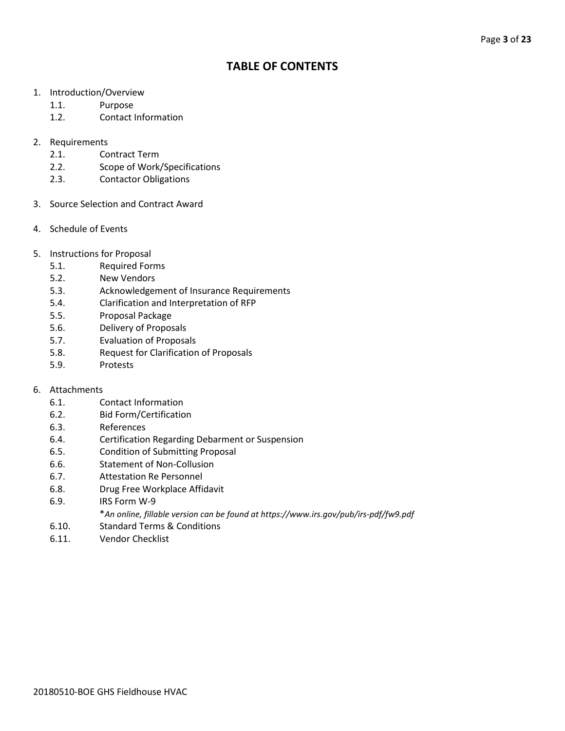# TABLE OF CONTENTS

1. Introduction/Overview
    1.1. Purpose
    1.2. Contact Information

2. Requirements
    2.1. Contract Term
    2.2. Scope of Work/Specifications
    2.3. Contactor Obligations

3. Source Selection and Contract Award

4. Schedule of Events

5. Instructions for Proposal
    5.1. Required Forms
    5.2. New Vendors
    5.3. Acknowledgement of Insurance Requirements
    5.4. Clarification and Interpretation of RFP
    5.5. Proposal Package
    5.6. Delivery of Proposals
    5.7. Evaluation of Proposals
    5.8. Request for Clarification of Proposals
    5.9. Protests

6. Attachments
    6.1. Contact Information
    6.2. Bid Form/Certification
    6.3. References
    6.4. Certification Regarding Debarment or Suspension
    6.5. Condition of Submitting Proposal
    6.6. Statement of Non-Collusion
    6.7. Attestation Re Personnel
    6.8. Drug Free Workplace Affidavit
    6.9. IRS Form W-9
    *\*An online, fillable version can be found at https://www.irs.gov/pub/irs-pdf/fw9.pdf*
    6.10. Standard Terms & Conditions
    6.11. Vendor Checklist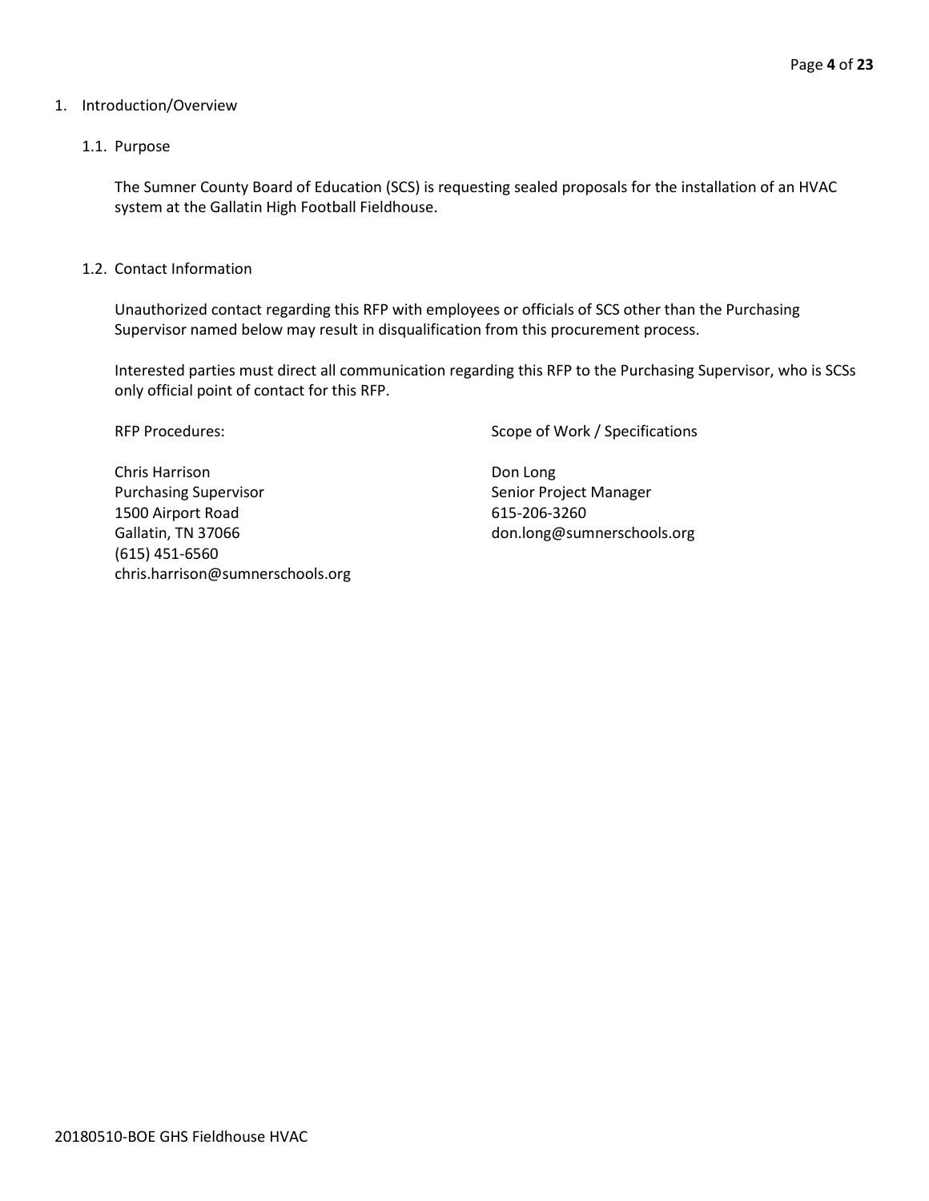1. Introduction/Overview

1.1. Purpose

The Sumner County Board of Education (SCS) is requesting sealed proposals for the installation of an HVAC system at the Gallatin High Football Fieldhouse.

1.2. Contact Information

Unauthorized contact regarding this RFP with employees or officials of SCS other than the Purchasing Supervisor named below may result in disqualification from this procurement process.

Interested parties must direct all communication regarding this RFP to the Purchasing Supervisor, who is SCSs only official point of contact for this RFP.

RFP Procedures:

Chris Harrison
Purchasing Supervisor
1500 Airport Road
Gallatin, TN 37066
(615) 451-6560
chris.harrison@sumnerschools.org

Scope of Work / Specifications

Don Long
Senior Project Manager
615-206-3260
don.long@sumnerschools.org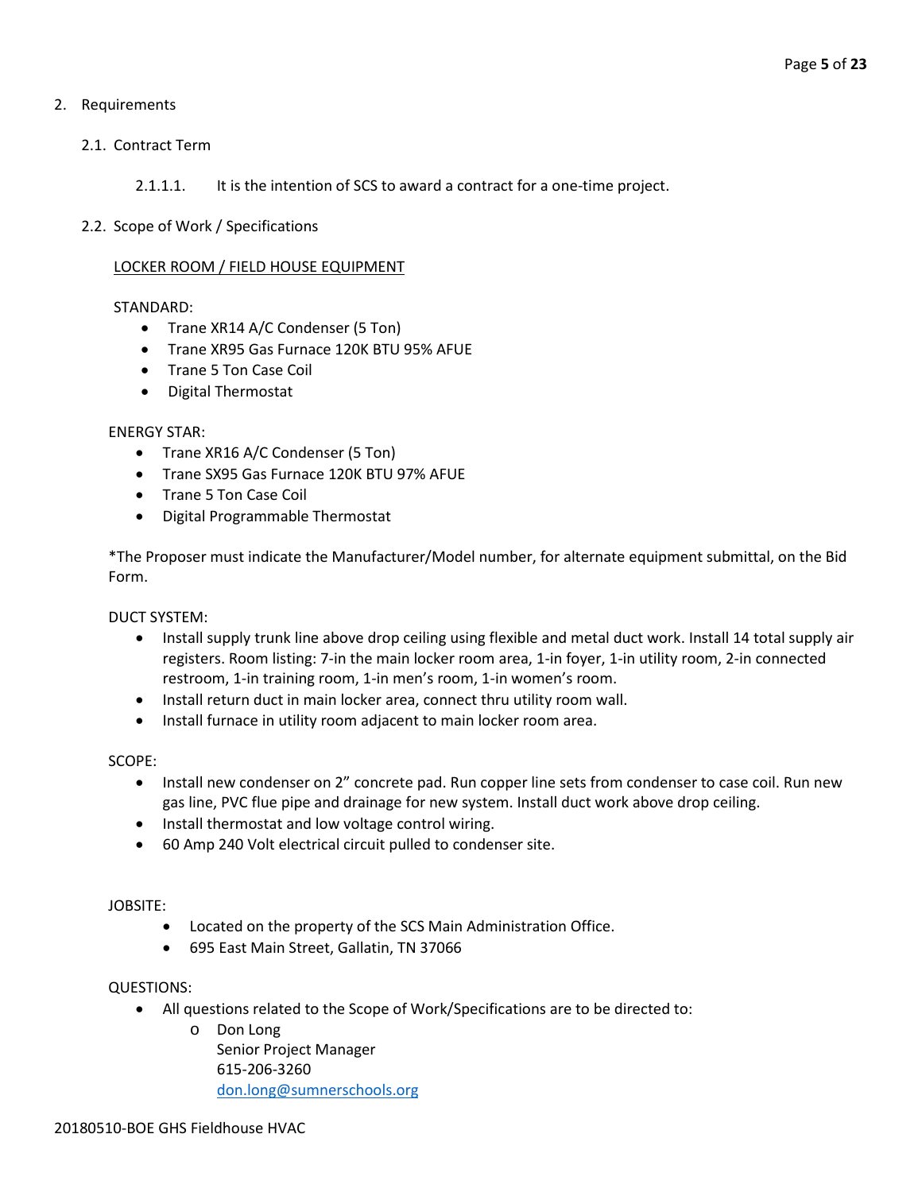## 2. Requirements

### 2.1. Contract Term

2.1.1.1. It is the intention of SCS to award a contract for a one-time project.

### 2.2. Scope of Work / Specifications

<u>LOCKER ROOM / FIELD HOUSE EQUIPMENT</u>

STANDARD:

- Trane XR14 A/C Condenser (5 Ton)
- Trane XR95 Gas Furnace 120K BTU 95% AFUE
- Trane 5 Ton Case Coil
- Digital Thermostat

ENERGY STAR:

- Trane XR16 A/C Condenser (5 Ton)
- Trane SX95 Gas Furnace 120K BTU 97% AFUE
- Trane 5 Ton Case Coil
- Digital Programmable Thermostat

*The Proposer must indicate the Manufacturer/Model number, for alternate equipment submittal, on the Bid Form.

DUCT SYSTEM:

- Install supply trunk line above drop ceiling using flexible and metal duct work. Install 14 total supply air registers. Room listing: 7-in the main locker room area, 1-in foyer, 1-in utility room, 2-in connected restroom, 1-in training room, 1-in men's room, 1-in women's room.
- Install return duct in main locker area, connect thru utility room wall.
- Install furnace in utility room adjacent to main locker room area.

SCOPE:

- Install new condenser on 2" concrete pad. Run copper line sets from condenser to case coil. Run new gas line, PVC flue pipe and drainage for new system. Install duct work above drop ceiling.
- Install thermostat and low voltage control wiring.
- 60 Amp 240 Volt electrical circuit pulled to condenser site.

JOBSITE:

- Located on the property of the SCS Main Administration Office.
- 695 East Main Street, Gallatin, TN 37066

QUESTIONS:

- All questions related to the Scope of Work/Specifications are to be directed to:
  - Don Long
    Senior Project Manager
    615-206-3260
    don.long@sumnerschools.org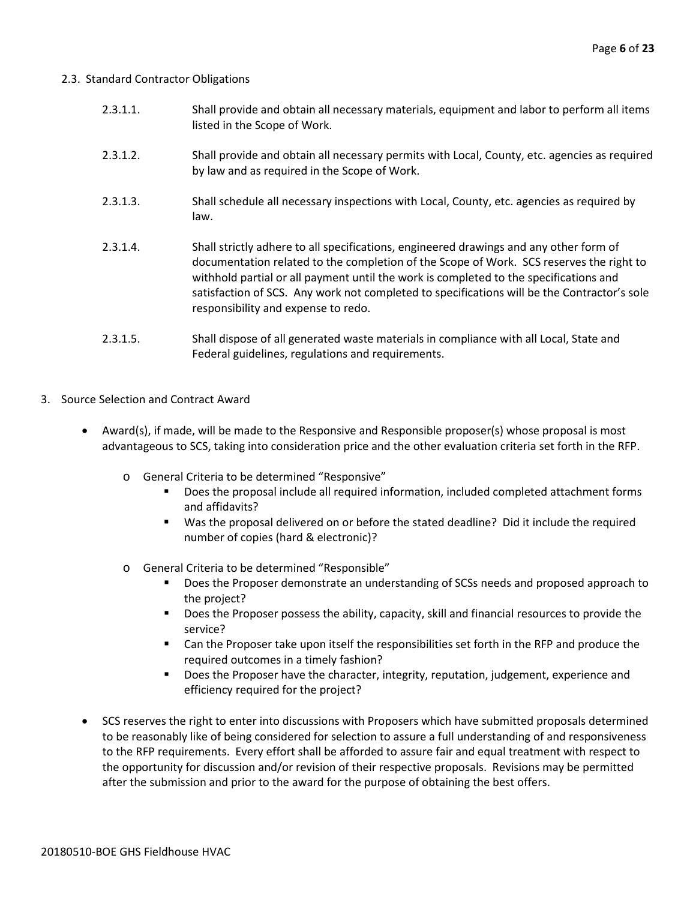2.3. Standard Contractor Obligations

2.3.1.1. Shall provide and obtain all necessary materials, equipment and labor to perform all items listed in the Scope of Work.

2.3.1.2. Shall provide and obtain all necessary permits with Local, County, etc. agencies as required by law and as required in the Scope of Work.

2.3.1.3. Shall schedule all necessary inspections with Local, County, etc. agencies as required by law.

2.3.1.4. Shall strictly adhere to all specifications, engineered drawings and any other form of documentation related to the completion of the Scope of Work. SCS reserves the right to withhold partial or all payment until the work is completed to the specifications and satisfaction of SCS. Any work not completed to specifications will be the Contractor's sole responsibility and expense to redo.

2.3.1.5. Shall dispose of all generated waste materials in compliance with all Local, State and Federal guidelines, regulations and requirements.

3. Source Selection and Contract Award

- Award(s), if made, will be made to the Responsive and Responsible proposer(s) whose proposal is most advantageous to SCS, taking into consideration price and the other evaluation criteria set forth in the RFP.
  - General Criteria to be determined "Responsive"
    - Does the proposal include all required information, included completed attachment forms and affidavits?
    - Was the proposal delivered on or before the stated deadline? Did it include the required number of copies (hard & electronic)?
  - General Criteria to be determined "Responsible"
    - Does the Proposer demonstrate an understanding of SCSs needs and proposed approach to the project?
    - Does the Proposer possess the ability, capacity, skill and financial resources to provide the service?
    - Can the Proposer take upon itself the responsibilities set forth in the RFP and produce the required outcomes in a timely fashion?
    - Does the Proposer have the character, integrity, reputation, judgement, experience and efficiency required for the project?
- SCS reserves the right to enter into discussions with Proposers which have submitted proposals determined to be reasonably like of being considered for selection to assure a full understanding of and responsiveness to the RFP requirements. Every effort shall be afforded to assure fair and equal treatment with respect to the opportunity for discussion and/or revision of their respective proposals. Revisions may be permitted after the submission and prior to the award for the purpose of obtaining the best offers.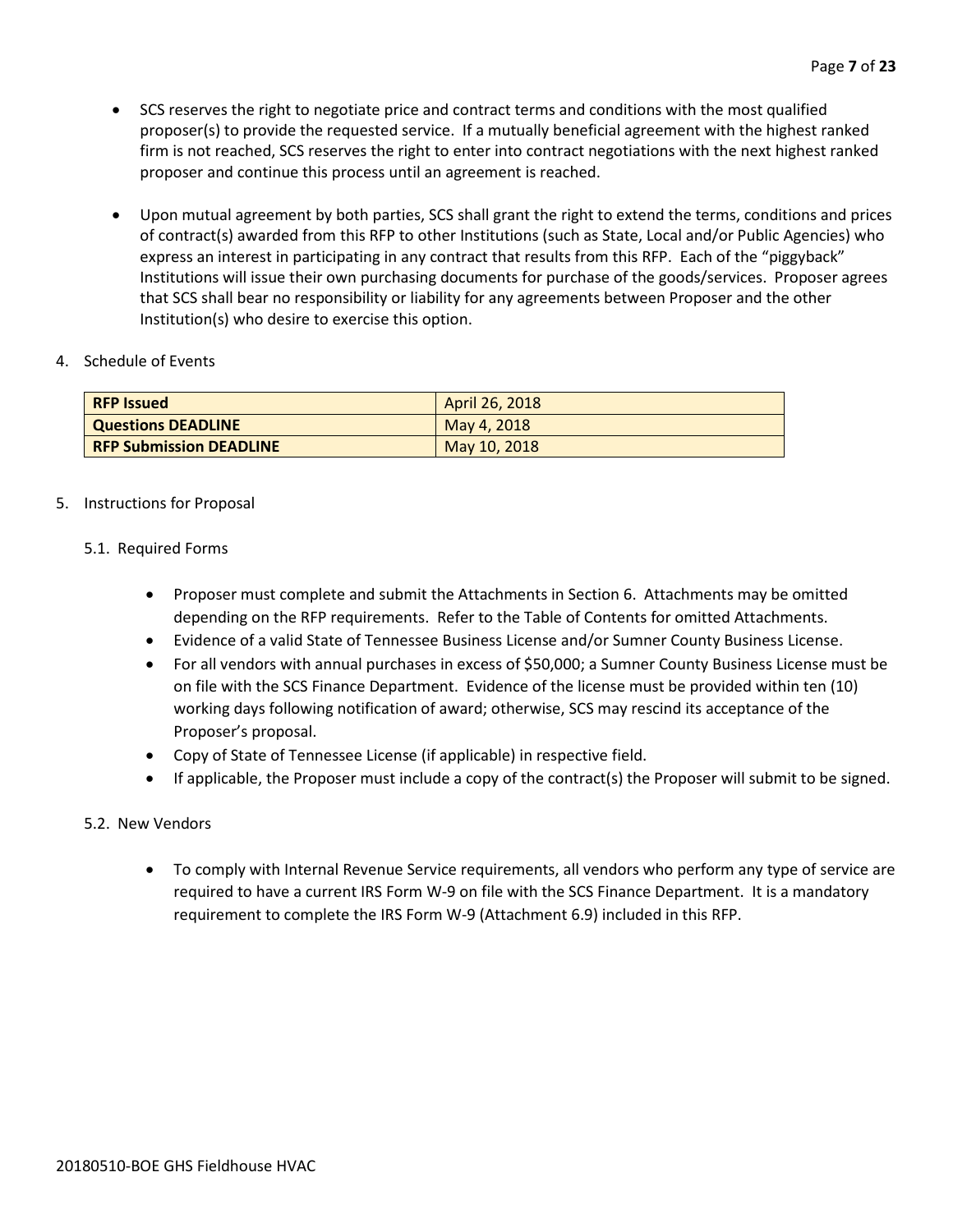- SCS reserves the right to negotiate price and contract terms and conditions with the most qualified proposer(s) to provide the requested service. If a mutually beneficial agreement with the highest ranked firm is not reached, SCS reserves the right to enter into contract negotiations with the next highest ranked proposer and continue this process until an agreement is reached.

- Upon mutual agreement by both parties, SCS shall grant the right to extend the terms, conditions and prices of contract(s) awarded from this RFP to other Institutions (such as State, Local and/or Public Agencies) who express an interest in participating in any contract that results from this RFP. Each of the "piggyback" Institutions will issue their own purchasing documents for purchase of the goods/services. Proposer agrees that SCS shall bear no responsibility or liability for any agreements between Proposer and the other Institution(s) who desire to exercise this option.

4. Schedule of Events

| **RFP Issued** | April 26, 2018 |
|---|---|
| **Questions DEADLINE** | May 4, 2018 |
| **RFP Submission DEADLINE** | May 10, 2018 |

5. Instructions for Proposal

5.1. Required Forms

- Proposer must complete and submit the Attachments in Section 6. Attachments may be omitted depending on the RFP requirements. Refer to the Table of Contents for omitted Attachments.
- Evidence of a valid State of Tennessee Business License and/or Sumner County Business License.
- For all vendors with annual purchases in excess of $50,000; a Sumner County Business License must be on file with the SCS Finance Department. Evidence of the license must be provided within ten (10) working days following notification of award; otherwise, SCS may rescind its acceptance of the Proposer's proposal.
- Copy of State of Tennessee License (if applicable) in respective field.
- If applicable, the Proposer must include a copy of the contract(s) the Proposer will submit to be signed.

5.2. New Vendors

- To comply with Internal Revenue Service requirements, all vendors who perform any type of service are required to have a current IRS Form W-9 on file with the SCS Finance Department. It is a mandatory requirement to complete the IRS Form W-9 (Attachment 6.9) included in this RFP.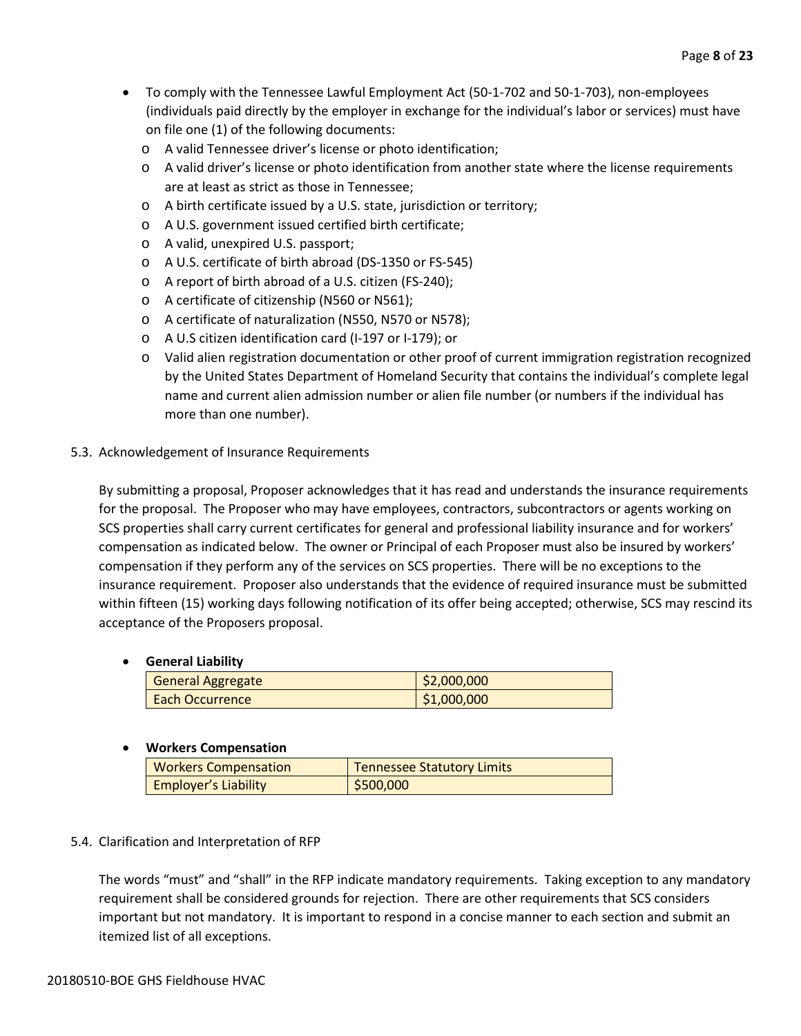- To comply with the Tennessee Lawful Employment Act (50-1-702 and 50-1-703), non-employees (individuals paid directly by the employer in exchange for the individual's labor or services) must have on file one (1) of the following documents:
  - A valid Tennessee driver's license or photo identification;
  - A valid driver's license or photo identification from another state where the license requirements are at least as strict as those in Tennessee;
  - A birth certificate issued by a U.S. state, jurisdiction or territory;
  - A U.S. government issued certified birth certificate;
  - A valid, unexpired U.S. passport;
  - A U.S. certificate of birth abroad (DS-1350 or FS-545)
  - A report of birth abroad of a U.S. citizen (FS-240);
  - A certificate of citizenship (N560 or N561);
  - A certificate of naturalization (N550, N570 or N578);
  - A U.S citizen identification card (I-197 or I-179); or
  - Valid alien registration documentation or other proof of current immigration registration recognized by the United States Department of Homeland Security that contains the individual's complete legal name and current alien admission number or alien file number (or numbers if the individual has more than one number).

5.3. Acknowledgement of Insurance Requirements

By submitting a proposal, Proposer acknowledges that it has read and understands the insurance requirements for the proposal. The Proposer who may have employees, contractors, subcontractors or agents working on SCS properties shall carry current certificates for general and professional liability insurance and for workers' compensation as indicated below. The owner or Principal of each Proposer must also be insured by workers' compensation if they perform any of the services on SCS properties. There will be no exceptions to the insurance requirement. Proposer also understands that the evidence of required insurance must be submitted within fifteen (15) working days following notification of its offer being accepted; otherwise, SCS may rescind its acceptance of the Proposers proposal.

- **General Liability**

| General Aggregate | $2,000,000 |
|---|---|
| Each Occurrence | $1,000,000 |

- **Workers Compensation**

| Workers Compensation | Tennessee Statutory Limits |
|---|---|
| Employer's Liability | $500,000 |

5.4. Clarification and Interpretation of RFP

The words "must" and "shall" in the RFP indicate mandatory requirements. Taking exception to any mandatory requirement shall be considered grounds for rejection. There are other requirements that SCS considers important but not mandatory. It is important to respond in a concise manner to each section and submit an itemized list of all exceptions.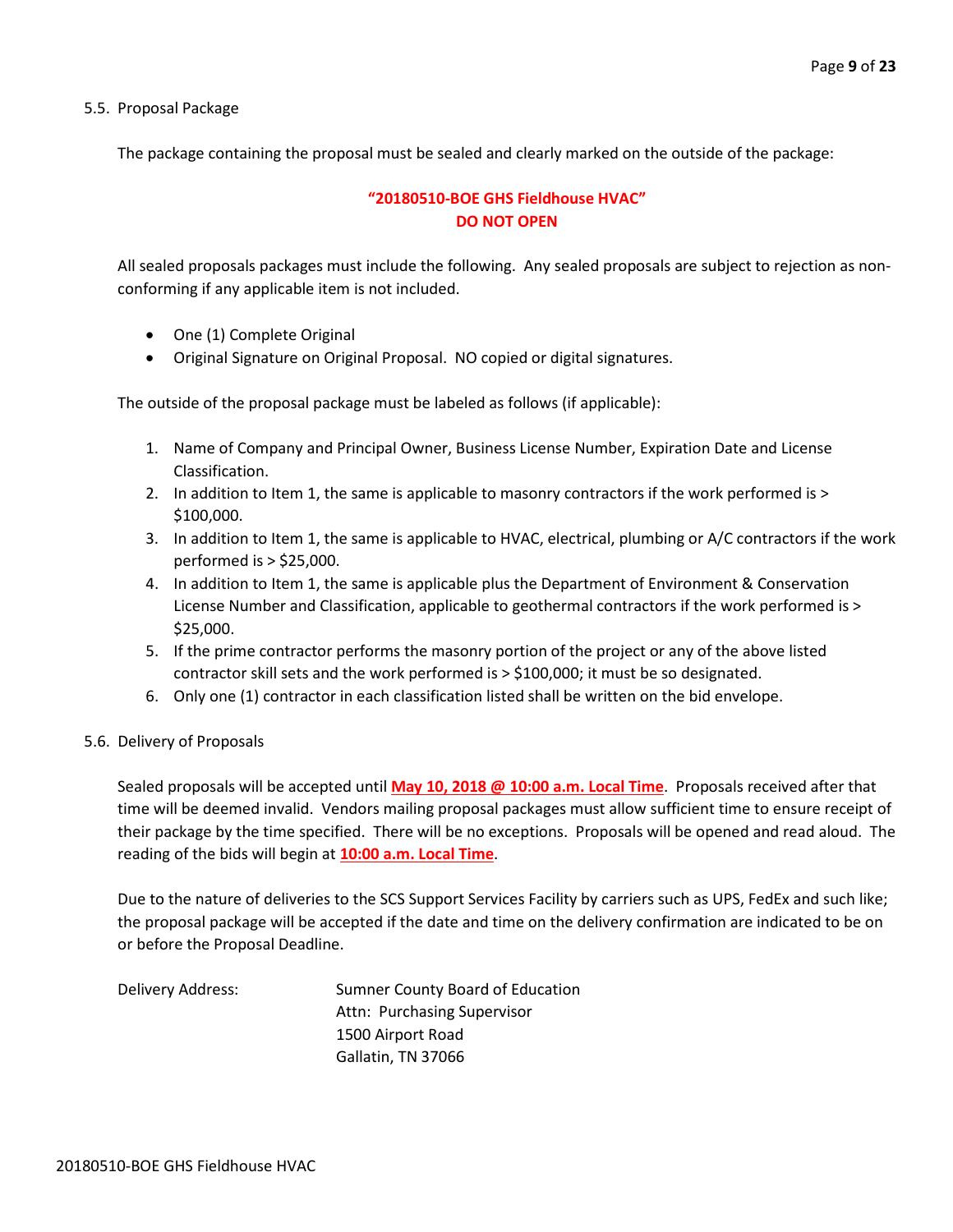### 5.5. Proposal Package

The package containing the proposal must be sealed and clearly marked on the outside of the package:

**"20180510-BOE GHS Fieldhouse HVAC"**
**DO NOT OPEN**

All sealed proposals packages must include the following. Any sealed proposals are subject to rejection as non-conforming if any applicable item is not included.

- One (1) Complete Original
- Original Signature on Original Proposal. NO copied or digital signatures.

The outside of the proposal package must be labeled as follows (if applicable):

1. Name of Company and Principal Owner, Business License Number, Expiration Date and License Classification.
2. In addition to Item 1, the same is applicable to masonry contractors if the work performed is > $100,000.
3. In addition to Item 1, the same is applicable to HVAC, electrical, plumbing or A/C contractors if the work performed is > $25,000.
4. In addition to Item 1, the same is applicable plus the Department of Environment & Conservation License Number and Classification, applicable to geothermal contractors if the work performed is > $25,000.
5. If the prime contractor performs the masonry portion of the project or any of the above listed contractor skill sets and the work performed is > $100,000; it must be so designated.
6. Only one (1) contractor in each classification listed shall be written on the bid envelope.

### 5.6. Delivery of Proposals

Sealed proposals will be accepted until **May 10, 2018 @ 10:00 a.m. Local Time**. Proposals received after that time will be deemed invalid. Vendors mailing proposal packages must allow sufficient time to ensure receipt of their package by the time specified. There will be no exceptions. Proposals will be opened and read aloud. The reading of the bids will begin at **10:00 a.m. Local Time**.

Due to the nature of deliveries to the SCS Support Services Facility by carriers such as UPS, FedEx and such like; the proposal package will be accepted if the date and time on the delivery confirmation are indicated to be on or before the Proposal Deadline.

Delivery Address:

Sumner County Board of Education
Attn: Purchasing Supervisor
1500 Airport Road
Gallatin, TN 37066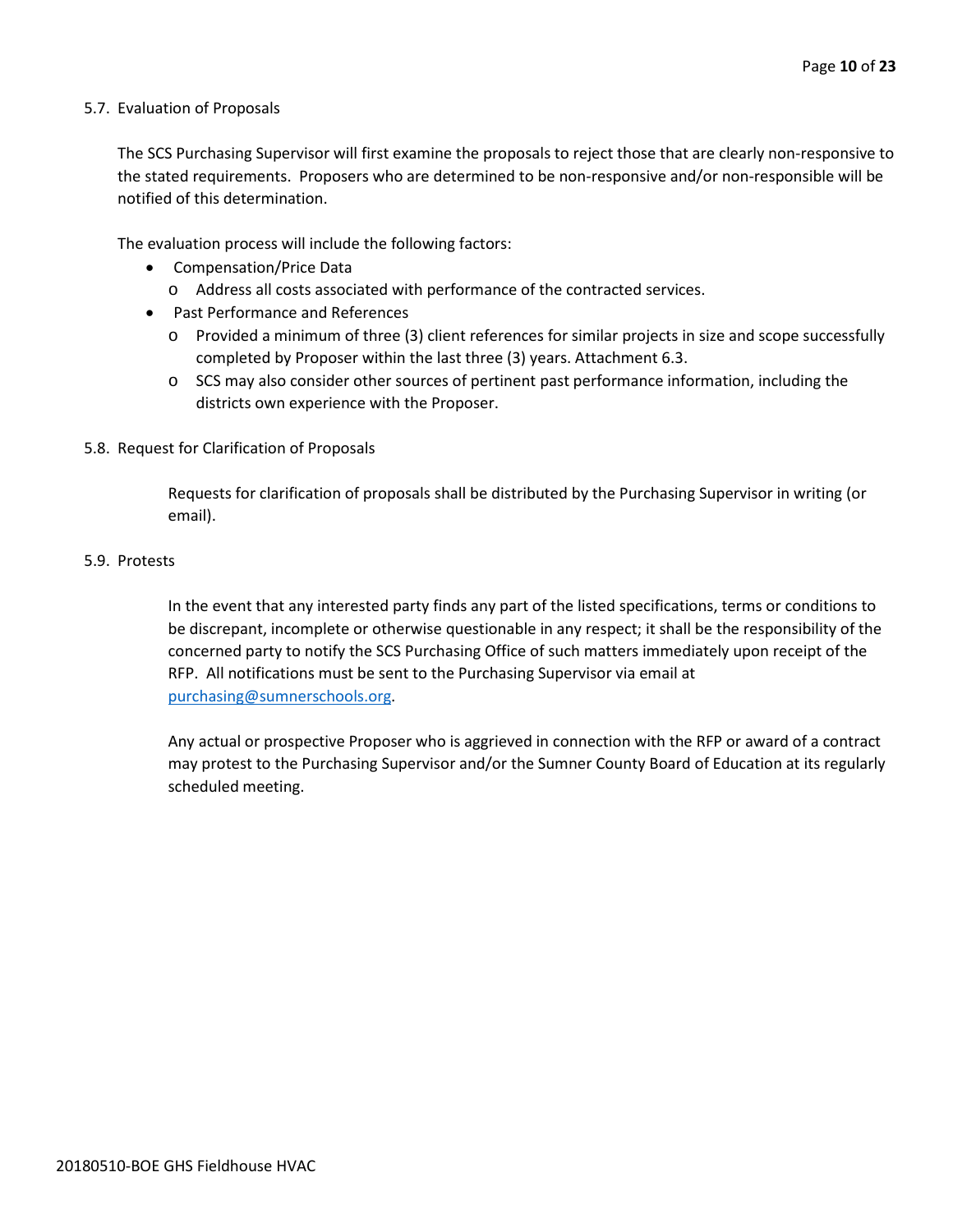5.7. Evaluation of Proposals

The SCS Purchasing Supervisor will first examine the proposals to reject those that are clearly non-responsive to the stated requirements. Proposers who are determined to be non-responsive and/or non-responsible will be notified of this determination.

The evaluation process will include the following factors:

- Compensation/Price Data
  - Address all costs associated with performance of the contracted services.
- Past Performance and References
  - Provided a minimum of three (3) client references for similar projects in size and scope successfully completed by Proposer within the last three (3) years. Attachment 6.3.
  - SCS may also consider other sources of pertinent past performance information, including the districts own experience with the Proposer.

5.8. Request for Clarification of Proposals

Requests for clarification of proposals shall be distributed by the Purchasing Supervisor in writing (or email).

5.9. Protests

In the event that any interested party finds any part of the listed specifications, terms or conditions to be discrepant, incomplete or otherwise questionable in any respect; it shall be the responsibility of the concerned party to notify the SCS Purchasing Office of such matters immediately upon receipt of the RFP. All notifications must be sent to the Purchasing Supervisor via email at purchasing@sumnerschools.org.

Any actual or prospective Proposer who is aggrieved in connection with the RFP or award of a contract may protest to the Purchasing Supervisor and/or the Sumner County Board of Education at its regularly scheduled meeting.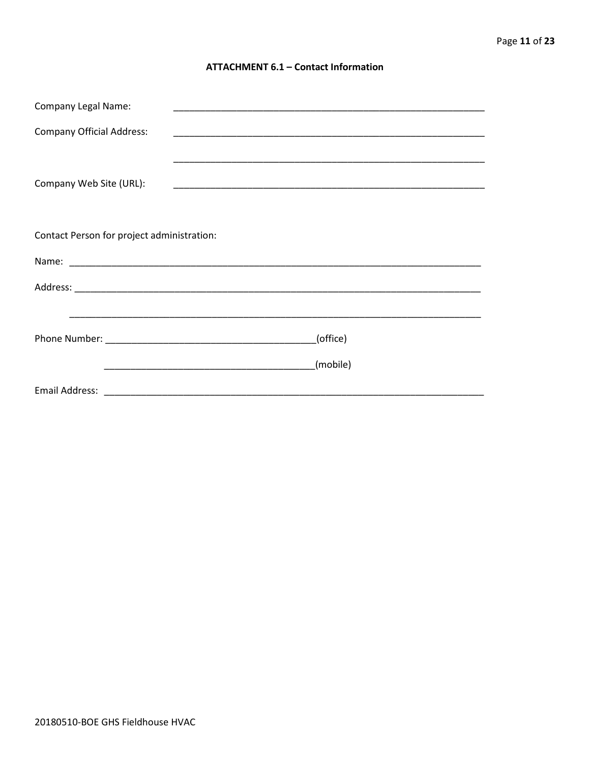**ATTACHMENT 6.1 – Contact Information**

Company Legal Name: _______________________________________________________________

Company Official Address: _______________________________________________________________

_______________________________________________________________

Company Web Site (URL): _______________________________________________________________

Contact Person for project administration:

Name: ____________________________________________________________________________________

Address: __________________________________________________________________________________

__________________________________________________________________________________

Phone Number: __________________________________________(office)

__________________________________________(mobile)

Email Address: ______________________________________________________________________________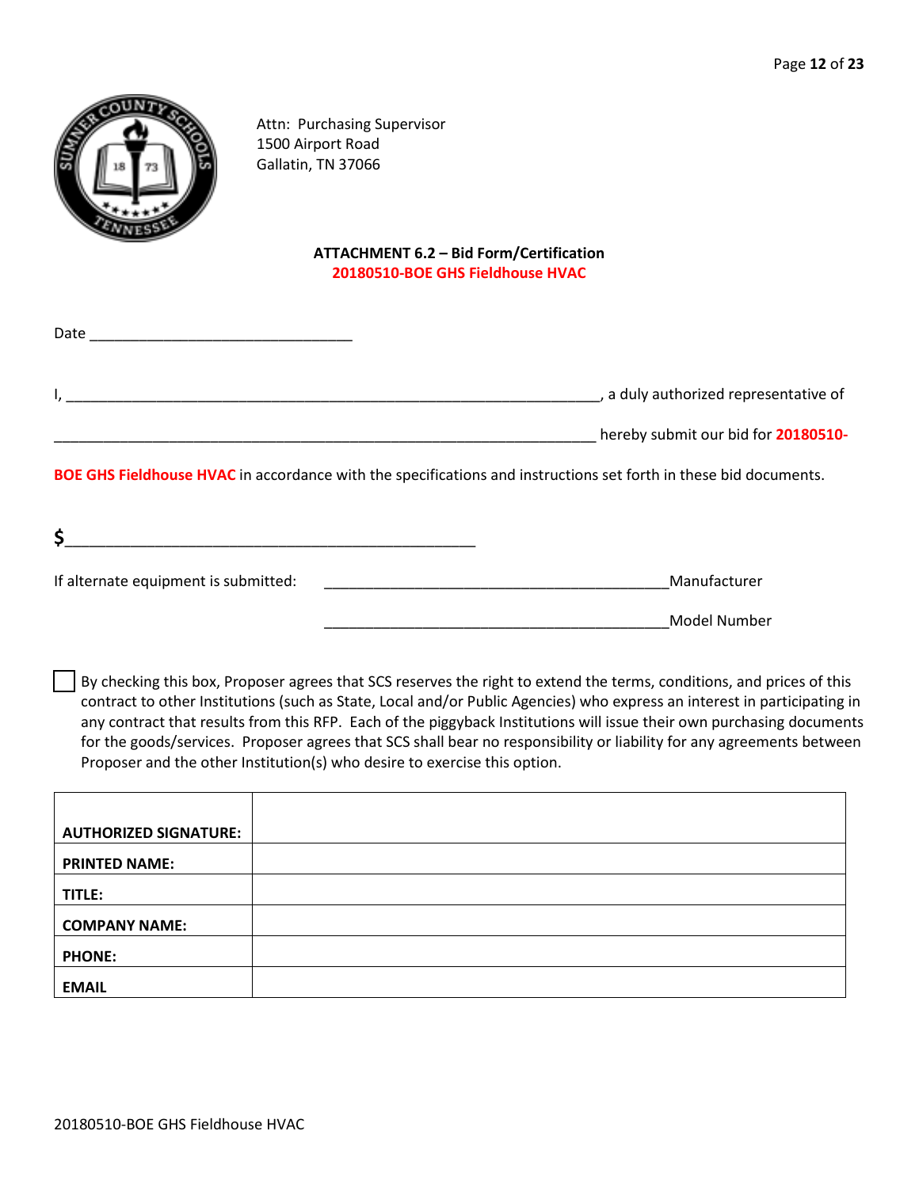Attn: Purchasing Supervisor
1500 Airport Road
Gallatin, TN 37066

## ATTACHMENT 6.2 – Bid Form/Certification
**20180510-BOE GHS Fieldhouse HVAC**

Date ________________________________

I, _________________________________________________________________, a duly authorized representative of

__________________________________________________________________ hereby submit our bid for **20180510-BOE GHS Fieldhouse HVAC** in accordance with the specifications and instructions set forth in these bid documents.

**$**__________________________________________________

If alternate equipment is submitted: __________________________________________Manufacturer

__________________________________________Model Number

☐ By checking this box, Proposer agrees that SCS reserves the right to extend the terms, conditions, and prices of this contract to other Institutions (such as State, Local and/or Public Agencies) who express an interest in participating in any contract that results from this RFP. Each of the piggyback Institutions will issue their own purchasing documents for the goods/services. Proposer agrees that SCS shall bear no responsibility or liability for any agreements between Proposer and the other Institution(s) who desire to exercise this option.

| | |
|---|---|
| **AUTHORIZED SIGNATURE:** | |
| **PRINTED NAME:** | |
| **TITLE:** | |
| **COMPANY NAME:** | |
| **PHONE:** | |
| **EMAIL** | |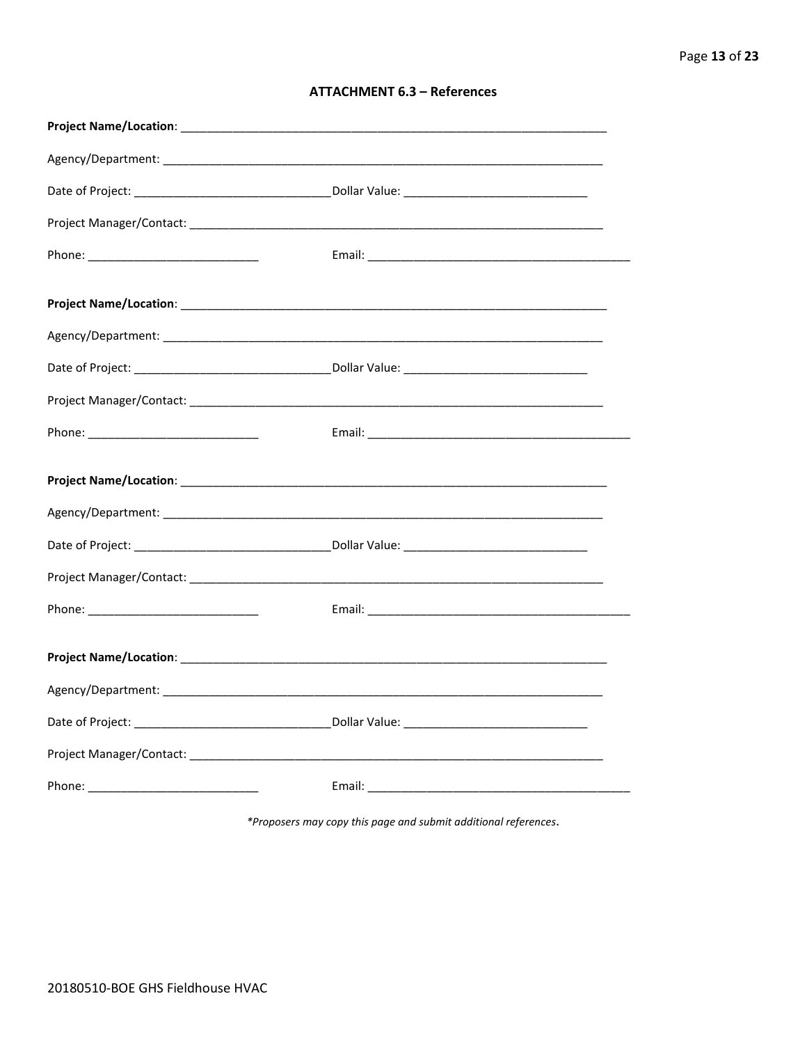## ATTACHMENT 6.3 – References

**Project Name/Location**: ____________________________________________________________________

Agency/Department: ____________________________________________________________________

Date of Project: ______________________________ Dollar Value: ____________________________

Project Manager/Contact: ________________________________________________________________

Phone: __________________________ Email: _________________________________________

**Project Name/Location**: ____________________________________________________________________

Agency/Department: ____________________________________________________________________

Date of Project: ______________________________ Dollar Value: ____________________________

Project Manager/Contact: ________________________________________________________________

Phone: __________________________ Email: _________________________________________

**Project Name/Location**: ____________________________________________________________________

Agency/Department: ____________________________________________________________________

Date of Project: ______________________________ Dollar Value: ____________________________

Project Manager/Contact: ________________________________________________________________

Phone: __________________________ Email: _________________________________________

**Project Name/Location**: ____________________________________________________________________

Agency/Department: ____________________________________________________________________

Date of Project: ______________________________ Dollar Value: ____________________________

Project Manager/Contact: ________________________________________________________________

Phone: __________________________ Email: _________________________________________

*\*Proposers may copy this page and submit additional references.*

20180510-BOE GHS Fieldhouse HVAC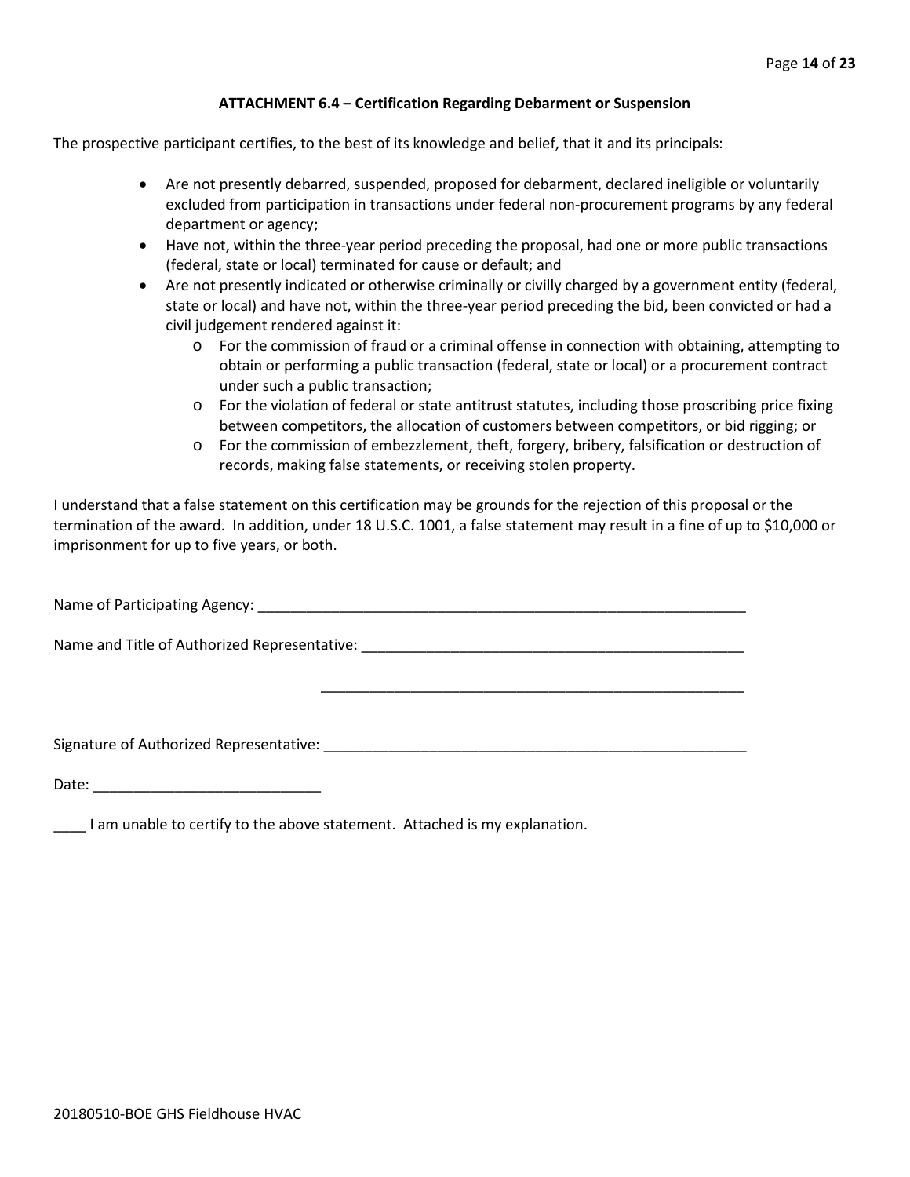**ATTACHMENT 6.4 – Certification Regarding Debarment or Suspension**

The prospective participant certifies, to the best of its knowledge and belief, that it and its principals:

- Are not presently debarred, suspended, proposed for debarment, declared ineligible or voluntarily excluded from participation in transactions under federal non-procurement programs by any federal department or agency;
- Have not, within the three-year period preceding the proposal, had one or more public transactions (federal, state or local) terminated for cause or default; and
- Are not presently indicated or otherwise criminally or civilly charged by a government entity (federal, state or local) and have not, within the three-year period preceding the bid, been convicted or had a civil judgement rendered against it:
    - For the commission of fraud or a criminal offense in connection with obtaining, attempting to obtain or performing a public transaction (federal, state or local) or a procurement contract under such a public transaction;
    - For the violation of federal or state antitrust statutes, including those proscribing price fixing between competitors, the allocation of customers between competitors, or bid rigging; or
    - For the commission of embezzlement, theft, forgery, bribery, falsification or destruction of records, making false statements, or receiving stolen property.

I understand that a false statement on this certification may be grounds for the rejection of this proposal or the termination of the award. In addition, under 18 U.S.C. 1001, a false statement may result in a fine of up to $10,000 or imprisonment for up to five years, or both.

Name of Participating Agency: ______________________________________________________________

Name and Title of Authorized Representative: ________________________________________________

________________________________________________

Signature of Authorized Representative: _____________________________________________________

Date: ____________________________

____ I am unable to certify to the above statement. Attached is my explanation.

20180510-BOE GHS Fieldhouse HVAC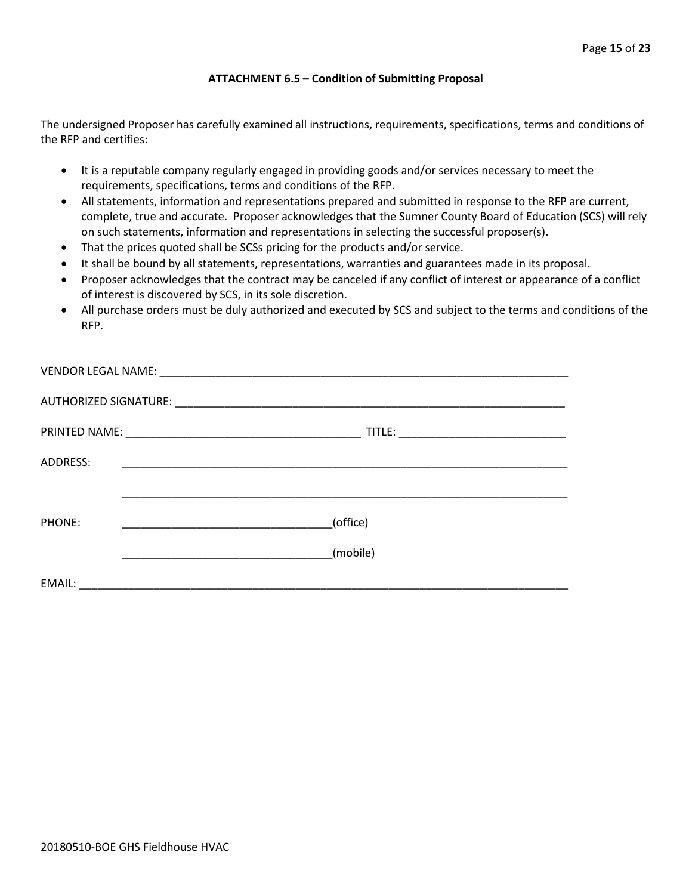### ATTACHMENT 6.5 – Condition of Submitting Proposal

The undersigned Proposer has carefully examined all instructions, requirements, specifications, terms and conditions of the RFP and certifies:

- It is a reputable company regularly engaged in providing goods and/or services necessary to meet the requirements, specifications, terms and conditions of the RFP.
- All statements, information and representations prepared and submitted in response to the RFP are current, complete, true and accurate. Proposer acknowledges that the Sumner County Board of Education (SCS) will rely on such statements, information and representations in selecting the successful proposer(s).
- That the prices quoted shall be SCSs pricing for the products and/or service.
- It shall be bound by all statements, representations, warranties and guarantees made in its proposal.
- Proposer acknowledges that the contract may be canceled if any conflict of interest or appearance of a conflict of interest is discovered by SCS, in its sole discretion.
- All purchase orders must be duly authorized and executed by SCS and subject to the terms and conditions of the RFP.

VENDOR LEGAL NAME: ______________________________________________________________________

AUTHORIZED SIGNATURE: __________________________________________________________________

PRINTED NAME: _______________________________________ TITLE: ___________________________

ADDRESS: ___________________________________________________________________________

___________________________________________________________________________

PHONE: __________________________________(office)

__________________________________(mobile)

EMAIL: ________________________________________________________________________________

20180510-BOE GHS Fieldhouse HVAC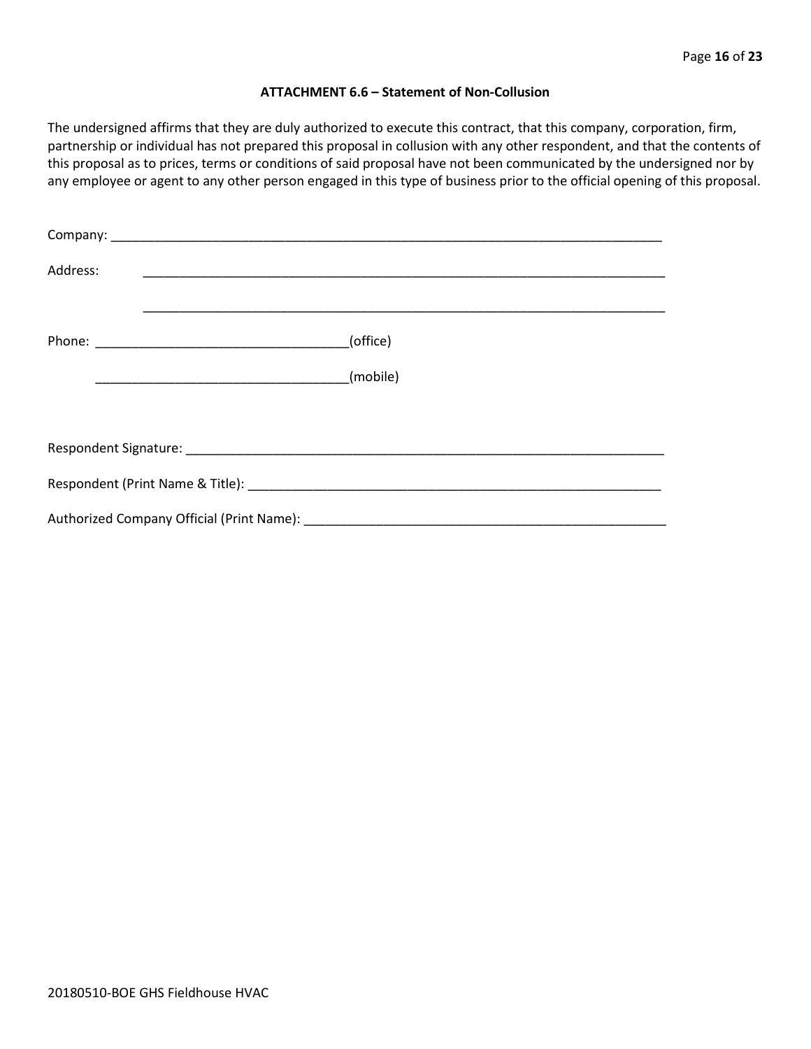### ATTACHMENT 6.6 – Statement of Non-Collusion

The undersigned affirms that they are duly authorized to execute this contract, that this company, corporation, firm, partnership or individual has not prepared this proposal in collusion with any other respondent, and that the contents of this proposal as to prices, terms or conditions of said proposal have not been communicated by the undersigned nor by any employee or agent to any other person engaged in this type of business prior to the official opening of this proposal.

Company: ___________________________________________________________________________

Address: ___________________________________________________________________________

___________________________________________________________________________

Phone: ___________________________________(office)

___________________________________(mobile)

Respondent Signature: _________________________________________________________________

Respondent (Print Name & Title): _______________________________________________________

Authorized Company Official (Print Name): _________________________________________________

20180510-BOE GHS Fieldhouse HVAC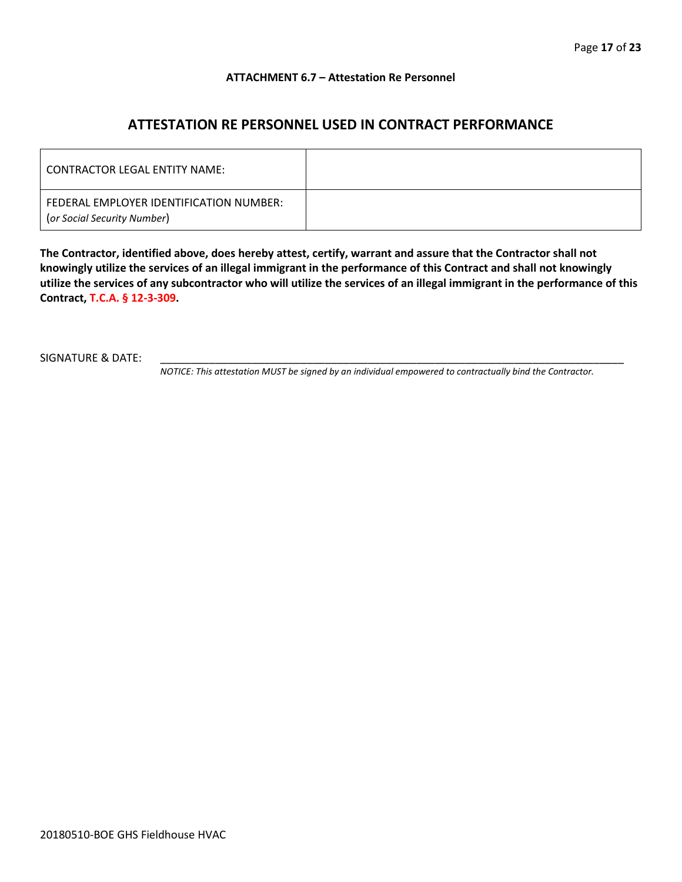**ATTACHMENT 6.7 – Attestation Re Personnel**

## ATTESTATION RE PERSONNEL USED IN CONTRACT PERFORMANCE

| CONTRACTOR LEGAL ENTITY NAME: | |
|---|---|
| FEDERAL EMPLOYER IDENTIFICATION NUMBER: (*or Social Security Number*) | |

**The Contractor, identified above, does hereby attest, certify, warrant and assure that the Contractor shall not knowingly utilize the services of an illegal immigrant in the performance of this Contract and shall not knowingly utilize the services of any subcontractor who will utilize the services of an illegal immigrant in the performance of this Contract, T.C.A. § 12-3-309.**

SIGNATURE & DATE: ______________________________________________________________

*NOTICE: This attestation MUST be signed by an individual empowered to contractually bind the Contractor.*

20180510-BOE GHS Fieldhouse HVAC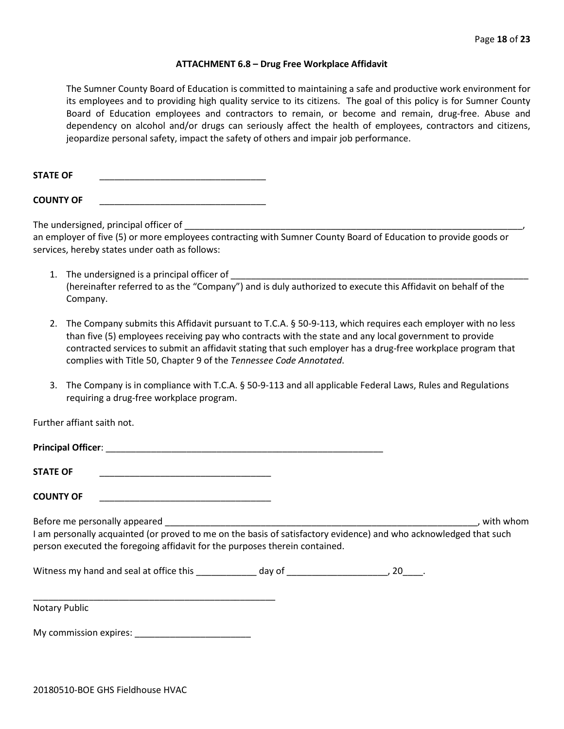### ATTACHMENT 6.8 – Drug Free Workplace Affidavit

The Sumner County Board of Education is committed to maintaining a safe and productive work environment for its employees and to providing high quality service to its citizens. The goal of this policy is for Sumner County Board of Education employees and contractors to remain, or become and remain, drug-free. Abuse and dependency on alcohol and/or drugs can seriously affect the health of employees, contractors and citizens, jeopardize personal safety, impact the safety of others and impair job performance.

**STATE OF** ________________________________

**COUNTY OF** ________________________________

The undersigned, principal officer of ______________________________________________________________________, an employer of five (5) or more employees contracting with Sumner County Board of Education to provide goods or services, hereby states under oath as follows:

1. The undersigned is a principal officer of ____________________________________________________________ (hereinafter referred to as the "Company") and is duly authorized to execute this Affidavit on behalf of the Company.

2. The Company submits this Affidavit pursuant to T.C.A. § 50-9-113, which requires each employer with no less than five (5) employees receiving pay who contracts with the state and any local government to provide contracted services to submit an affidavit stating that such employer has a drug-free workplace program that complies with Title 50, Chapter 9 of the *Tennessee Code Annotated*.

3. The Company is in compliance with T.C.A. § 50-9-113 and all applicable Federal Laws, Rules and Regulations requiring a drug-free workplace program.

Further affiant saith not.

**Principal Officer**: ______________________________________________________

**STATE OF** __________________________________

**COUNTY OF** __________________________________

Before me personally appeared ______________________________________________________________, with whom I am personally acquainted (or proved to me on the basis of satisfactory evidence) and who acknowledged that such person executed the foregoing affidavit for the purposes therein contained.

Witness my hand and seal at office this ____________ day of ____________________, 20____.

__________________________________________________

Notary Public

My commission expires: _______________________

20180510-BOE GHS Fieldhouse HVAC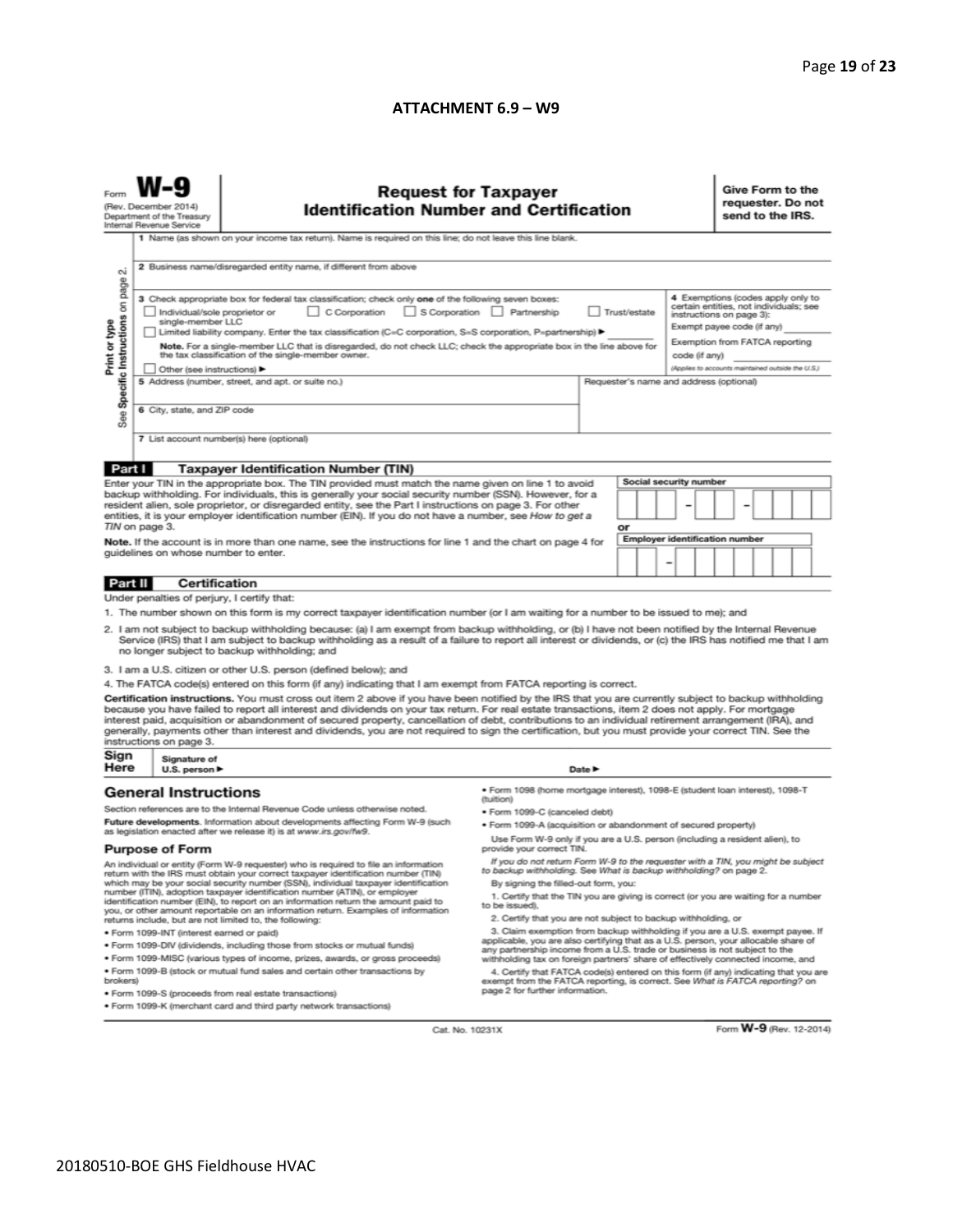## ATTACHMENT 6.9 – W9

Form **W-9**
(Rev. December 2014)
Department of the Treasury
Internal Revenue Service

# Request for Taxpayer Identification Number and Certification

**Give Form to the requester. Do not send to the IRS.**

Print or type
See Specific Instructions on page 2.

1 Name (as shown on your income tax return). Name is required on this line; do not leave this line blank.

2 Business name/disregarded entity name, if different from above

3 Check appropriate box for federal tax classification; check only **one** of the following seven boxes:

☐ Individual/sole proprietor or single-member LLC ☐ C Corporation ☐ S Corporation ☐ Partnership ☐ Trust/estate

☐ Limited liability company. Enter the tax classification (C=C corporation, S=S corporation, P=partnership) ► ________

**Note.** For a single-member LLC that is disregarded, do not check LLC; check the appropriate box in the line above for the tax classification of the single-member owner.

☐ Other (see instructions) ►

4 Exemptions (codes apply only to certain entities, not individuals; see instructions on page 3):

Exempt payee code (if any) ________

Exemption from FATCA reporting code (if any) ________

*(Applies to accounts maintained outside the U.S.)*

5 Address (number, street, and apt. or suite no.)

Requester's name and address (optional)

6 City, state, and ZIP code

7 List account number(s) here (optional)

## Part I Taxpayer Identification Number (TIN)

Enter your TIN in the appropriate box. The TIN provided must match the name given on line 1 to avoid backup withholding. For individuals, this is generally your social security number (SSN). However, for a resident alien, sole proprietor, or disregarded entity, see the Part I instructions on page 3. For other entities, it is your employer identification number (EIN). If you do not have a number, see *How to get a TIN* on page 3.

**Note.** If the account is in more than one name, see the instructions for line 1 and the chart on page 4 for guidelines on whose number to enter.

Social security number

☐☐☐ – ☐☐ – ☐☐☐☐

or

Employer identification number

☐☐ – ☐☐☐☐☐☐☐

## Part II Certification

Under penalties of perjury, I certify that:

1. The number shown on this form is my correct taxpayer identification number (or I am waiting for a number to be issued to me); and
2. I am not subject to backup withholding because: (a) I am exempt from backup withholding, or (b) I have not been notified by the Internal Revenue Service (IRS) that I am subject to backup withholding as a result of a failure to report all interest or dividends, or (c) the IRS has notified me that I am no longer subject to backup withholding; and
3. I am a U.S. citizen or other U.S. person (defined below); and
4. The FATCA code(s) entered on this form (if any) indicating that I am exempt from FATCA reporting is correct.

**Certification instructions.** You must cross out item 2 above if you have been notified by the IRS that you are currently subject to backup withholding because you have failed to report all interest and dividends on your tax return. For real estate transactions, item 2 does not apply. For mortgage interest paid, acquisition or abandonment of secured property, cancellation of debt, contributions to an individual retirement arrangement (IRA), and generally, payments other than interest and dividends, you are not required to sign the certification, but you must provide your correct TIN. See the instructions on page 3.

**Sign Here** Signature of U.S. person ► Date ►

## General Instructions

Section references are to the Internal Revenue Code unless otherwise noted.

**Future developments.** Information about developments affecting Form W-9 (such as legislation enacted after we release it) is at *www.irs.gov/fw9*.

### Purpose of Form

An individual or entity (Form W-9 requester) who is required to file an information return with the IRS must obtain your correct taxpayer identification number (TIN) which may be your social security number (SSN), individual taxpayer identification number (ITIN), adoption taxpayer identification number (ATIN), or employer identification number (EIN), to report on an information return the amount paid to you, or other amount reportable on an information return. Examples of information returns include, but are not limited to, the following:

- Form 1099-INT (interest earned or paid)
- Form 1099-DIV (dividends, including those from stocks or mutual funds)
- Form 1099-MISC (various types of income, prizes, awards, or gross proceeds)
- Form 1099-B (stock or mutual fund sales and certain other transactions by brokers)
- Form 1099-S (proceeds from real estate transactions)
- Form 1099-K (merchant card and third party network transactions)
- Form 1098 (home mortgage interest), 1098-E (student loan interest), 1098-T (tuition)
- Form 1099-C (canceled debt)
- Form 1099-A (acquisition or abandonment of secured property)

Use Form W-9 only if you are a U.S. person (including a resident alien), to provide your correct TIN.

*If you do not return Form W-9 to the requester with a TIN, you might be subject to backup withholding. See What is backup withholding? on page 2.*

By signing the filled-out form, you:

1. Certify that the TIN you are giving is correct (or you are waiting for a number to be issued),
2. Certify that you are not subject to backup withholding, or
3. Claim exemption from backup withholding if you are a U.S. exempt payee. If applicable, you are also certifying that as a U.S. person, your allocable share of any partnership income from a U.S. trade or business is not subject to the withholding tax on foreign partners' share of effectively connected income, and
4. Certify that FATCA code(s) entered on this form (if any) indicating that you are exempt from the FATCA reporting, is correct. See *What is FATCA reporting?* on page 2 for further information.

Cat. No. 10231X

Form **W-9** (Rev. 12-2014)

20180510-BOE GHS Fieldhouse HVAC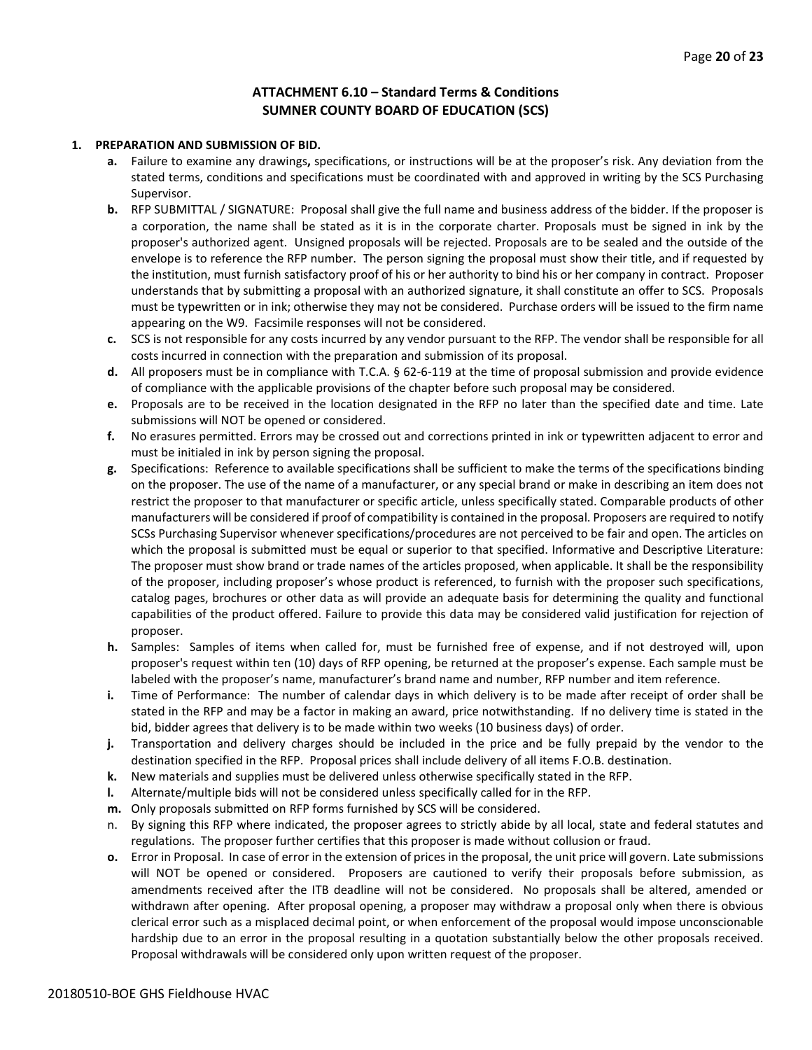## ATTACHMENT 6.10 – Standard Terms & Conditions
## SUMNER COUNTY BOARD OF EDUCATION (SCS)

**1. PREPARATION AND SUBMISSION OF BID.**

- **a.** Failure to examine any drawings**,** specifications, or instructions will be at the proposer's risk. Any deviation from the stated terms, conditions and specifications must be coordinated with and approved in writing by the SCS Purchasing Supervisor.
- **b.** RFP SUBMITTAL / SIGNATURE: Proposal shall give the full name and business address of the bidder. If the proposer is a corporation, the name shall be stated as it is in the corporate charter. Proposals must be signed in ink by the proposer's authorized agent. Unsigned proposals will be rejected. Proposals are to be sealed and the outside of the envelope is to reference the RFP number. The person signing the proposal must show their title, and if requested by the institution, must furnish satisfactory proof of his or her authority to bind his or her company in contract. Proposer understands that by submitting a proposal with an authorized signature, it shall constitute an offer to SCS. Proposals must be typewritten or in ink; otherwise they may not be considered. Purchase orders will be issued to the firm name appearing on the W9. Facsimile responses will not be considered.
- **c.** SCS is not responsible for any costs incurred by any vendor pursuant to the RFP. The vendor shall be responsible for all costs incurred in connection with the preparation and submission of its proposal.
- **d.** All proposers must be in compliance with T.C.A. § 62-6-119 at the time of proposal submission and provide evidence of compliance with the applicable provisions of the chapter before such proposal may be considered.
- **e.** Proposals are to be received in the location designated in the RFP no later than the specified date and time. Late submissions will NOT be opened or considered.
- **f.** No erasures permitted. Errors may be crossed out and corrections printed in ink or typewritten adjacent to error and must be initialed in ink by person signing the proposal.
- **g.** Specifications: Reference to available specifications shall be sufficient to make the terms of the specifications binding on the proposer. The use of the name of a manufacturer, or any special brand or make in describing an item does not restrict the proposer to that manufacturer or specific article, unless specifically stated. Comparable products of other manufacturers will be considered if proof of compatibility is contained in the proposal. Proposers are required to notify SCSs Purchasing Supervisor whenever specifications/procedures are not perceived to be fair and open. The articles on which the proposal is submitted must be equal or superior to that specified. Informative and Descriptive Literature: The proposer must show brand or trade names of the articles proposed, when applicable. It shall be the responsibility of the proposer, including proposer's whose product is referenced, to furnish with the proposer such specifications, catalog pages, brochures or other data as will provide an adequate basis for determining the quality and functional capabilities of the product offered. Failure to provide this data may be considered valid justification for rejection of proposer.
- **h.** Samples: Samples of items when called for, must be furnished free of expense, and if not destroyed will, upon proposer's request within ten (10) days of RFP opening, be returned at the proposer's expense. Each sample must be labeled with the proposer's name, manufacturer's brand name and number, RFP number and item reference.
- **i.** Time of Performance: The number of calendar days in which delivery is to be made after receipt of order shall be stated in the RFP and may be a factor in making an award, price notwithstanding. If no delivery time is stated in the bid, bidder agrees that delivery is to be made within two weeks (10 business days) of order.
- **j.** Transportation and delivery charges should be included in the price and be fully prepaid by the vendor to the destination specified in the RFP. Proposal prices shall include delivery of all items F.O.B. destination.
- **k.** New materials and supplies must be delivered unless otherwise specifically stated in the RFP.
- **l.** Alternate/multiple bids will not be considered unless specifically called for in the RFP.
- **m.** Only proposals submitted on RFP forms furnished by SCS will be considered.
- n. By signing this RFP where indicated, the proposer agrees to strictly abide by all local, state and federal statutes and regulations. The proposer further certifies that this proposer is made without collusion or fraud.
- **o.** Error in Proposal. In case of error in the extension of prices in the proposal, the unit price will govern. Late submissions will NOT be opened or considered. Proposers are cautioned to verify their proposals before submission, as amendments received after the ITB deadline will not be considered. No proposals shall be altered, amended or withdrawn after opening. After proposal opening, a proposer may withdraw a proposal only when there is obvious clerical error such as a misplaced decimal point, or when enforcement of the proposal would impose unconscionable hardship due to an error in the proposal resulting in a quotation substantially below the other proposals received. Proposal withdrawals will be considered only upon written request of the proposer.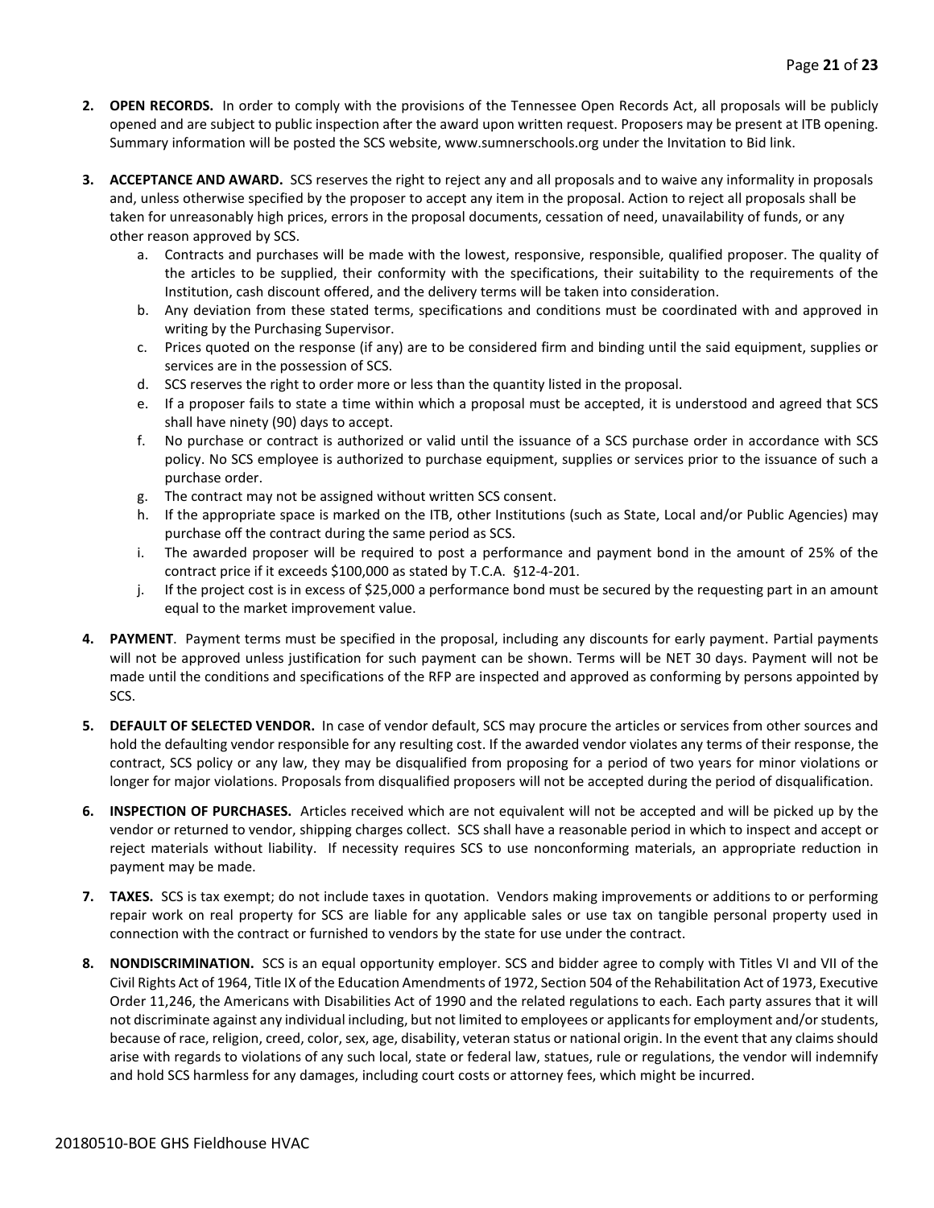2. **OPEN RECORDS.** In order to comply with the provisions of the Tennessee Open Records Act, all proposals will be publicly opened and are subject to public inspection after the award upon written request. Proposers may be present at ITB opening. Summary information will be posted the SCS website, www.sumnerschools.org under the Invitation to Bid link.

3. **ACCEPTANCE AND AWARD.** SCS reserves the right to reject any and all proposals and to waive any informality in proposals and, unless otherwise specified by the proposer to accept any item in the proposal. Action to reject all proposals shall be taken for unreasonably high prices, errors in the proposal documents, cessation of need, unavailability of funds, or any other reason approved by SCS.
   a. Contracts and purchases will be made with the lowest, responsive, responsible, qualified proposer. The quality of the articles to be supplied, their conformity with the specifications, their suitability to the requirements of the Institution, cash discount offered, and the delivery terms will be taken into consideration.
   b. Any deviation from these stated terms, specifications and conditions must be coordinated with and approved in writing by the Purchasing Supervisor.
   c. Prices quoted on the response (if any) are to be considered firm and binding until the said equipment, supplies or services are in the possession of SCS.
   d. SCS reserves the right to order more or less than the quantity listed in the proposal.
   e. If a proposer fails to state a time within which a proposal must be accepted, it is understood and agreed that SCS shall have ninety (90) days to accept.
   f. No purchase or contract is authorized or valid until the issuance of a SCS purchase order in accordance with SCS policy. No SCS employee is authorized to purchase equipment, supplies or services prior to the issuance of such a purchase order.
   g. The contract may not be assigned without written SCS consent.
   h. If the appropriate space is marked on the ITB, other Institutions (such as State, Local and/or Public Agencies) may purchase off the contract during the same period as SCS.
   i. The awarded proposer will be required to post a performance and payment bond in the amount of 25% of the contract price if it exceeds $100,000 as stated by T.C.A. §12-4-201.
   j. If the project cost is in excess of $25,000 a performance bond must be secured by the requesting part in an amount equal to the market improvement value.

4. **PAYMENT**. Payment terms must be specified in the proposal, including any discounts for early payment. Partial payments will not be approved unless justification for such payment can be shown. Terms will be NET 30 days. Payment will not be made until the conditions and specifications of the RFP are inspected and approved as conforming by persons appointed by SCS.

5. **DEFAULT OF SELECTED VENDOR.** In case of vendor default, SCS may procure the articles or services from other sources and hold the defaulting vendor responsible for any resulting cost. If the awarded vendor violates any terms of their response, the contract, SCS policy or any law, they may be disqualified from proposing for a period of two years for minor violations or longer for major violations. Proposals from disqualified proposers will not be accepted during the period of disqualification.

6. **INSPECTION OF PURCHASES.** Articles received which are not equivalent will not be accepted and will be picked up by the vendor or returned to vendor, shipping charges collect. SCS shall have a reasonable period in which to inspect and accept or reject materials without liability. If necessity requires SCS to use nonconforming materials, an appropriate reduction in payment may be made.

7. **TAXES.** SCS is tax exempt; do not include taxes in quotation. Vendors making improvements or additions to or performing repair work on real property for SCS are liable for any applicable sales or use tax on tangible personal property used in connection with the contract or furnished to vendors by the state for use under the contract.

8. **NONDISCRIMINATION.** SCS is an equal opportunity employer. SCS and bidder agree to comply with Titles VI and VII of the Civil Rights Act of 1964, Title IX of the Education Amendments of 1972, Section 504 of the Rehabilitation Act of 1973, Executive Order 11,246, the Americans with Disabilities Act of 1990 and the related regulations to each. Each party assures that it will not discriminate against any individual including, but not limited to employees or applicants for employment and/or students, because of race, religion, creed, color, sex, age, disability, veteran status or national origin. In the event that any claims should arise with regards to violations of any such local, state or federal law, statues, rule or regulations, the vendor will indemnify and hold SCS harmless for any damages, including court costs or attorney fees, which might be incurred.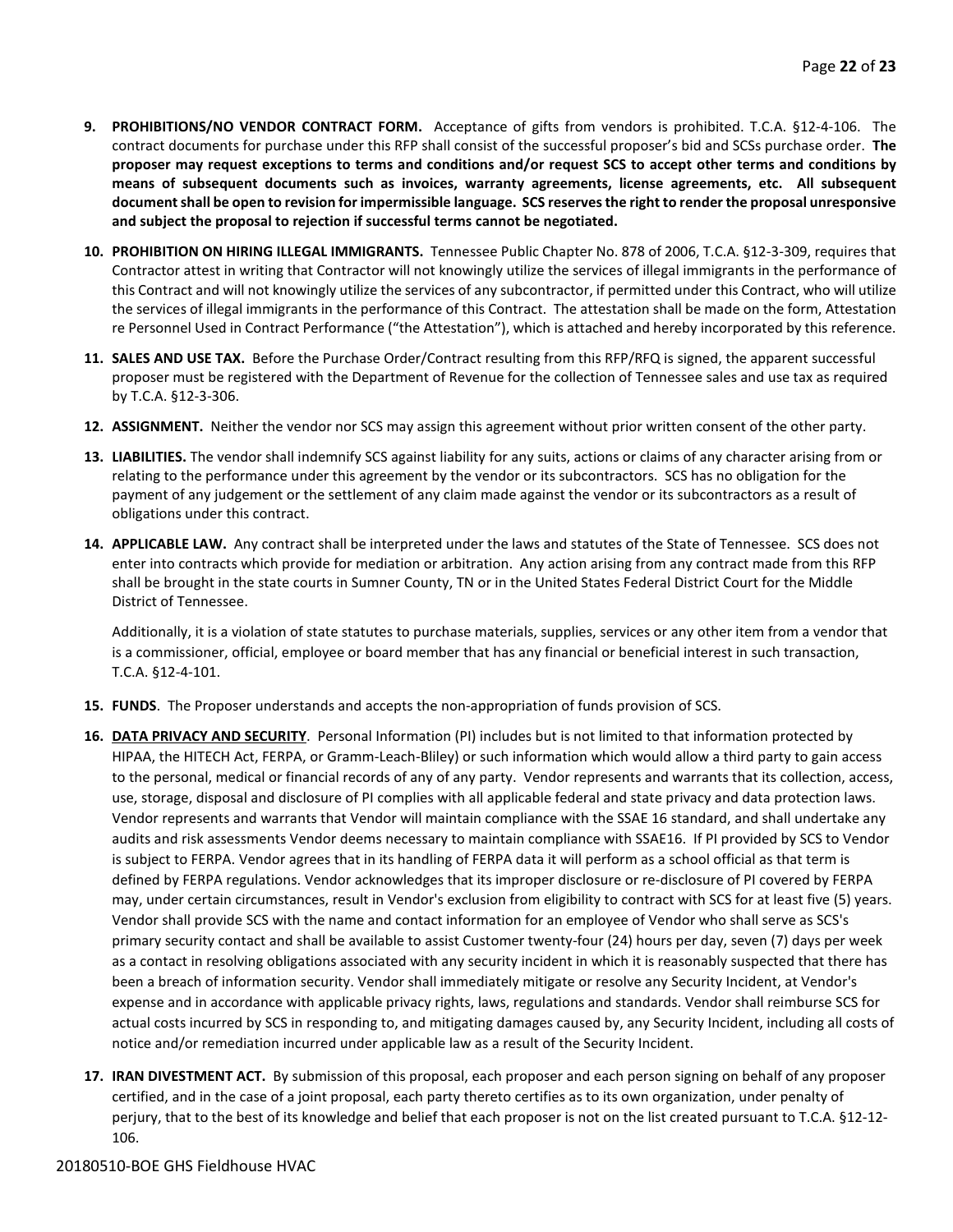9. **PROHIBITIONS/NO VENDOR CONTRACT FORM.** Acceptance of gifts from vendors is prohibited. T.C.A. §12-4-106. The contract documents for purchase under this RFP shall consist of the successful proposer's bid and SCSs purchase order. **The proposer may request exceptions to terms and conditions and/or request SCS to accept other terms and conditions by means of subsequent documents such as invoices, warranty agreements, license agreements, etc. All subsequent document shall be open to revision for impermissible language. SCS reserves the right to render the proposal unresponsive and subject the proposal to rejection if successful terms cannot be negotiated.**

10. **PROHIBITION ON HIRING ILLEGAL IMMIGRANTS.** Tennessee Public Chapter No. 878 of 2006, T.C.A. §12-3-309, requires that Contractor attest in writing that Contractor will not knowingly utilize the services of illegal immigrants in the performance of this Contract and will not knowingly utilize the services of any subcontractor, if permitted under this Contract, who will utilize the services of illegal immigrants in the performance of this Contract. The attestation shall be made on the form, Attestation re Personnel Used in Contract Performance ("the Attestation"), which is attached and hereby incorporated by this reference.

11. **SALES AND USE TAX.** Before the Purchase Order/Contract resulting from this RFP/RFQ is signed, the apparent successful proposer must be registered with the Department of Revenue for the collection of Tennessee sales and use tax as required by T.C.A. §12-3-306.

12. **ASSIGNMENT.** Neither the vendor nor SCS may assign this agreement without prior written consent of the other party.

13. **LIABILITIES.** The vendor shall indemnify SCS against liability for any suits, actions or claims of any character arising from or relating to the performance under this agreement by the vendor or its subcontractors. SCS has no obligation for the payment of any judgement or the settlement of any claim made against the vendor or its subcontractors as a result of obligations under this contract.

14. **APPLICABLE LAW.** Any contract shall be interpreted under the laws and statutes of the State of Tennessee. SCS does not enter into contracts which provide for mediation or arbitration. Any action arising from any contract made from this RFP shall be brought in the state courts in Sumner County, TN or in the United States Federal District Court for the Middle District of Tennessee.

    Additionally, it is a violation of state statutes to purchase materials, supplies, services or any other item from a vendor that is a commissioner, official, employee or board member that has any financial or beneficial interest in such transaction, T.C.A. §12-4-101.

15. **FUNDS**. The Proposer understands and accepts the non-appropriation of funds provision of SCS.

16. **DATA PRIVACY AND SECURITY**. Personal Information (PI) includes but is not limited to that information protected by HIPAA, the HITECH Act, FERPA, or Gramm-Leach-Bliley) or such information which would allow a third party to gain access to the personal, medical or financial records of any of any party. Vendor represents and warrants that its collection, access, use, storage, disposal and disclosure of PI complies with all applicable federal and state privacy and data protection laws. Vendor represents and warrants that Vendor will maintain compliance with the SSAE 16 standard, and shall undertake any audits and risk assessments Vendor deems necessary to maintain compliance with SSAE16. If PI provided by SCS to Vendor is subject to FERPA. Vendor agrees that in its handling of FERPA data it will perform as a school official as that term is defined by FERPA regulations. Vendor acknowledges that its improper disclosure or re-disclosure of PI covered by FERPA may, under certain circumstances, result in Vendor's exclusion from eligibility to contract with SCS for at least five (5) years. Vendor shall provide SCS with the name and contact information for an employee of Vendor who shall serve as SCS's primary security contact and shall be available to assist Customer twenty-four (24) hours per day, seven (7) days per week as a contact in resolving obligations associated with any security incident in which it is reasonably suspected that there has been a breach of information security. Vendor shall immediately mitigate or resolve any Security Incident, at Vendor's expense and in accordance with applicable privacy rights, laws, regulations and standards. Vendor shall reimburse SCS for actual costs incurred by SCS in responding to, and mitigating damages caused by, any Security Incident, including all costs of notice and/or remediation incurred under applicable law as a result of the Security Incident.

17. **IRAN DIVESTMENT ACT.** By submission of this proposal, each proposer and each person signing on behalf of any proposer certified, and in the case of a joint proposal, each party thereto certifies as to its own organization, under penalty of perjury, that to the best of its knowledge and belief that each proposer is not on the list created pursuant to T.C.A. §12-12-106.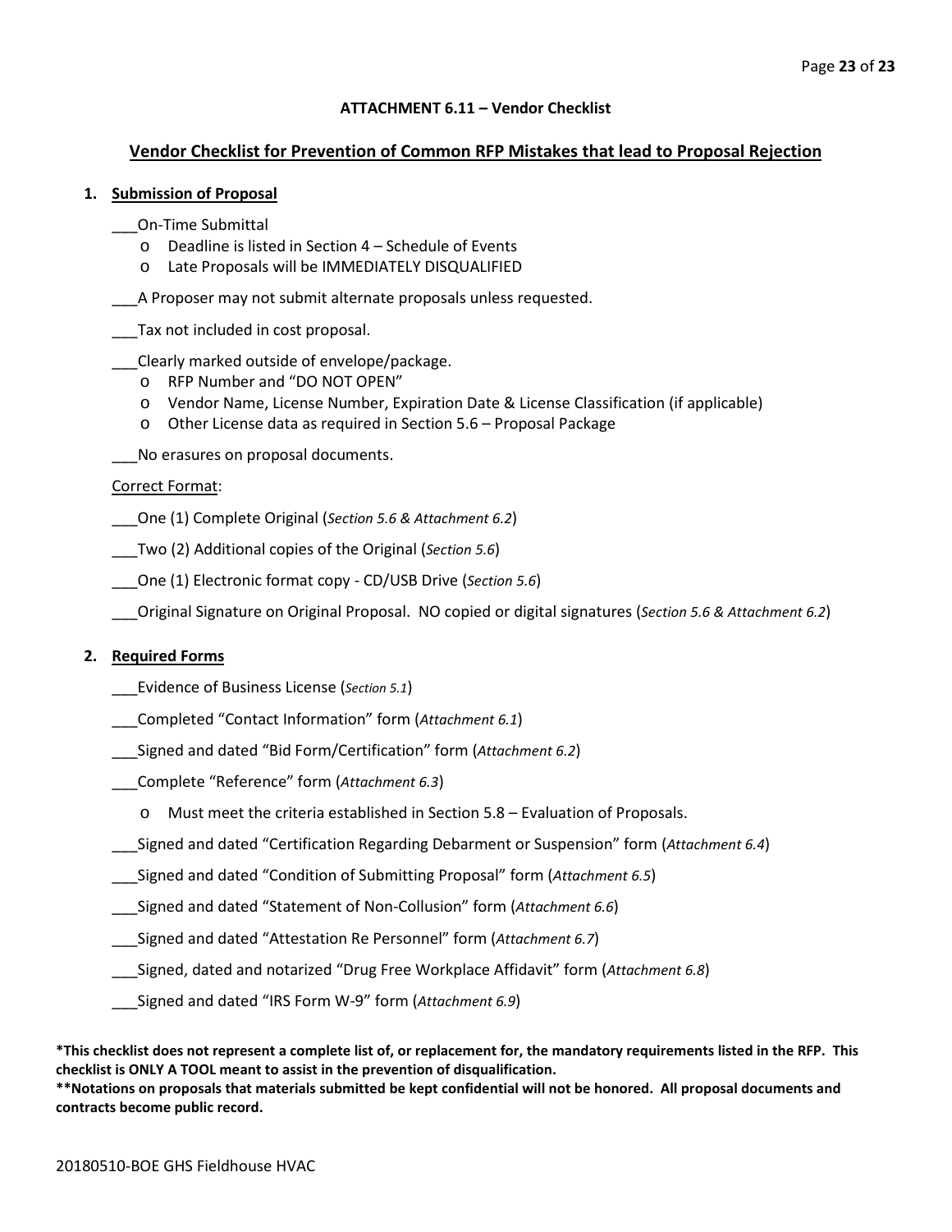### ATTACHMENT 6.11 – Vendor Checklist

## Vendor Checklist for Prevention of Common RFP Mistakes that lead to Proposal Rejection

1. **Submission of Proposal**

   ___On-Time Submittal
   - Deadline is listed in Section 4 – Schedule of Events
   - Late Proposals will be IMMEDIATELY DISQUALIFIED

   ___A Proposer may not submit alternate proposals unless requested.

   ___Tax not included in cost proposal.

   ___Clearly marked outside of envelope/package.
   - RFP Number and "DO NOT OPEN"
   - Vendor Name, License Number, Expiration Date & License Classification (if applicable)
   - Other License data as required in Section 5.6 – Proposal Package

   ___No erasures on proposal documents.

   Correct Format:

   ___One (1) Complete Original (*Section 5.6 & Attachment 6.2*)

   ___Two (2) Additional copies of the Original (*Section 5.6*)

   ___One (1) Electronic format copy - CD/USB Drive (*Section 5.6*)

   ___Original Signature on Original Proposal. NO copied or digital signatures (*Section 5.6 & Attachment 6.2*)

2. **Required Forms**

   ___Evidence of Business License (*Section 5.1*)

   ___Completed "Contact Information" form (*Attachment 6.1*)

   ___Signed and dated "Bid Form/Certification" form (*Attachment 6.2*)

   ___Complete "Reference" form (*Attachment 6.3*)
   - Must meet the criteria established in Section 5.8 – Evaluation of Proposals.

   ___Signed and dated "Certification Regarding Debarment or Suspension" form (*Attachment 6.4*)

   ___Signed and dated "Condition of Submitting Proposal" form (*Attachment 6.5*)

   ___Signed and dated "Statement of Non-Collusion" form (*Attachment 6.6*)

   ___Signed and dated "Attestation Re Personnel" form (*Attachment 6.7*)

   ___Signed, dated and notarized "Drug Free Workplace Affidavit" form (*Attachment 6.8*)

   ___Signed and dated "IRS Form W-9" form (*Attachment 6.9*)

**\*This checklist does not represent a complete list of, or replacement for, the mandatory requirements listed in the RFP. This checklist is ONLY A TOOL meant to assist in the prevention of disqualification.**

**\*\*Notations on proposals that materials submitted be kept confidential will not be honored. All proposal documents and contracts become public record.**

20180510-BOE GHS Fieldhouse HVAC